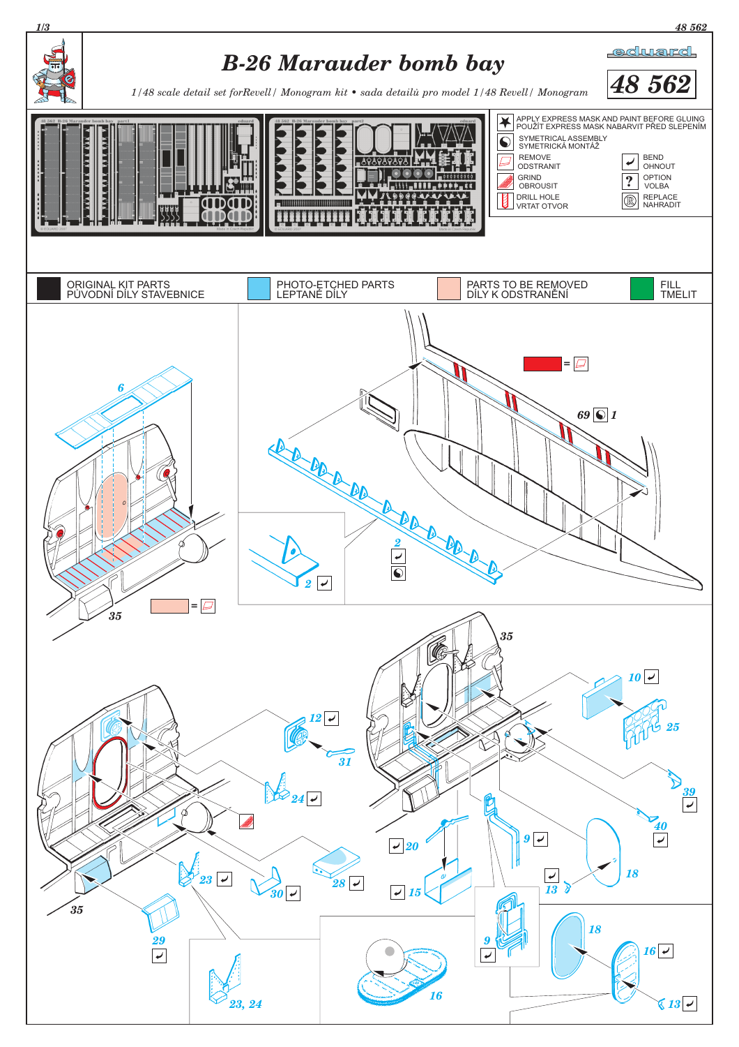# B-26 Marauder bomb bay

*1/48 scale detail set forRevell / Monogram kit • sada detailů pro model 1/48 Revell / Monogram*

eduard

**48 562**

- APPLY EXPRESS MASK AND PAINT BEFORE GLUING / POUŽÍT EXPRESS MASK NABARVIT PŘED SLEPENÍM
- SYMETRICAL ASSEMBLY / SYMETRICKÁ MONTÁŽ
- REMOVE / ODSTRANIT
- BEND / OHNOUT
- GRIND / OBROUSIT
- OPTION / VOLBA
- DRILL HOLE / VRTAT OTVOR
- REPLACE / NAHRADIT

| | |
|---|---|
| ORIGINAL KIT PARTS | PŮVODNÍ DÍLY STAVEBNICE |
| PHOTO-ETCHED PARTS | LEPTANÉ DÍLY |
| PARTS TO BE REMOVED | DÍLY K ODSTRANĚNÍ |
| FILL | TMELIT |

6, 35, 69, 1, 2, 35, 10, 25, 12, 31, 24, 39, 40, 9, 20, 18, 23, 30, 28, 15, 13, 35, 29, 18, 9, 16, 23, 24, 16, 13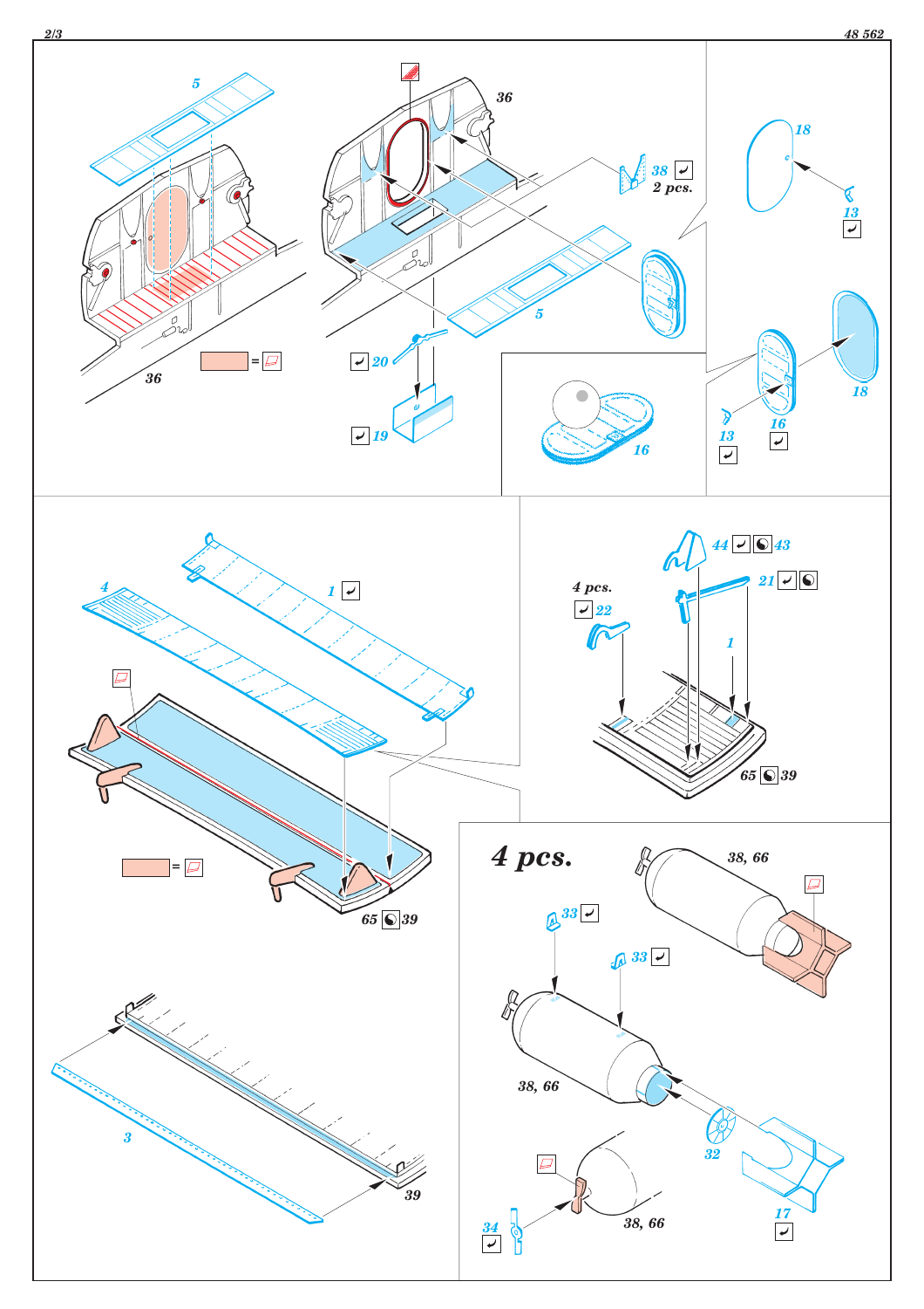5

36

38 2 pcs.

18

13

= 

36

20

19

5

16

13

16

18

1

4

44 43

21

4 pcs.

22

1

65 39

= 

65 39

4 pcs.

38, 66

33

33

38, 66

32

3

39

34

38, 66

17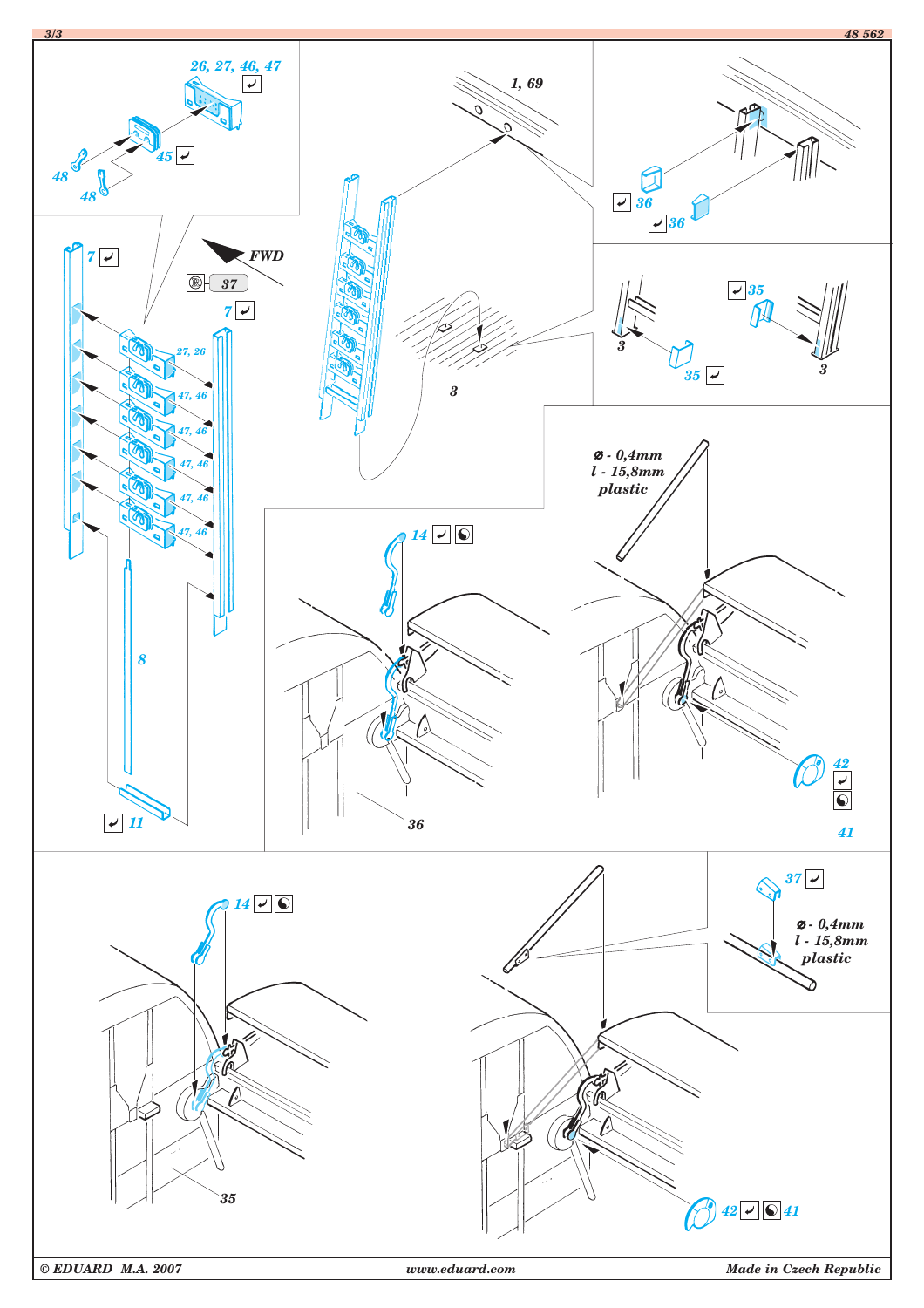26, 27, 46, 47

45

48

48

7

FWD

37

7

27, 26

47, 46

47, 46

47, 46

47, 46

47, 46

8

11

1, 69

3

36

36

35

3

35

3

⌀ - 0,4mm
l - 15,8mm
plastic

14

36

42

41

14

35

37

⌀ - 0,4mm
l - 15,8mm
plastic

42 41

© EDUARD M.A. 2007

www.eduard.com

Made in Czech Republic